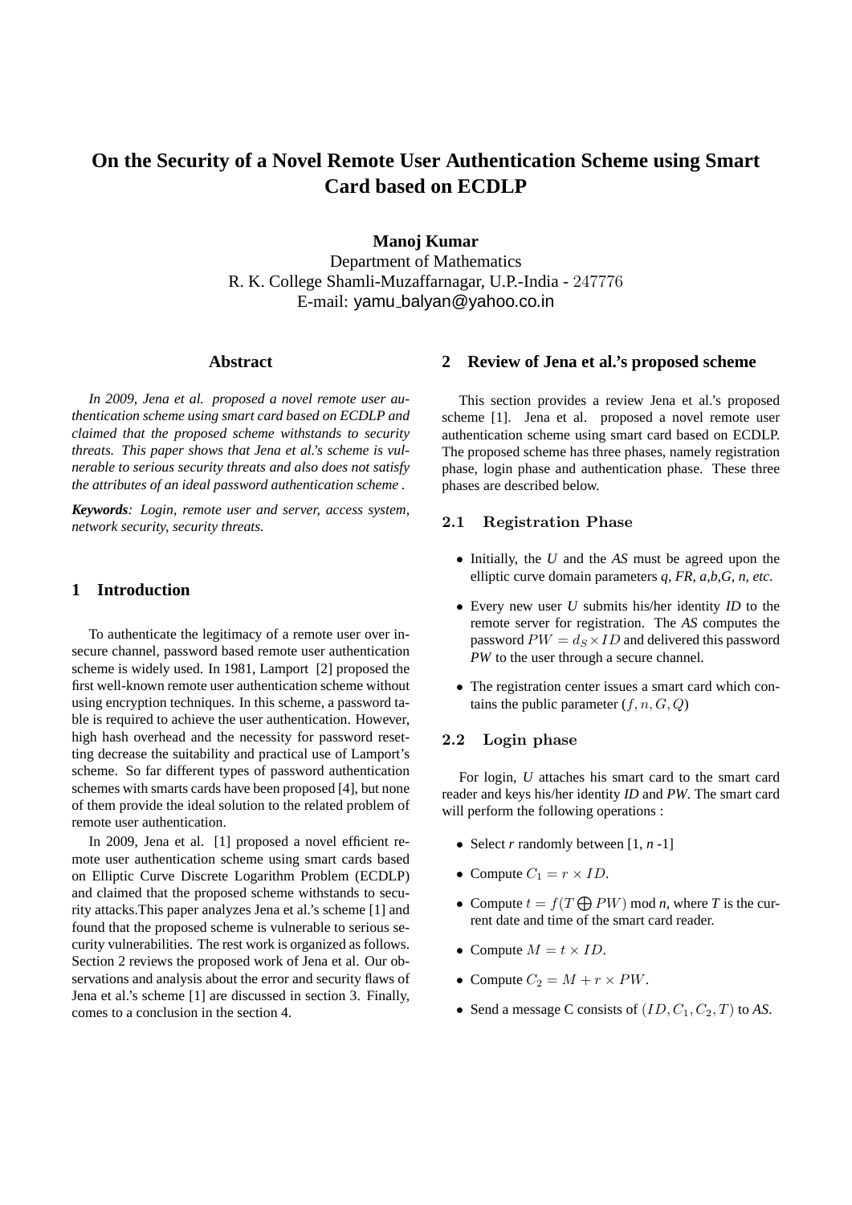# On the Security of a Novel Remote User Authentication Scheme using Smart Card based on ECDLP

**Manoj Kumar**
Department of Mathematics
R. K. College Shamli-Muzaffarnagar, U.P.-India - 247776
E-mail: yamu_balyan@yahoo.co.in

## Abstract

*In 2009, Jena et al. proposed a novel remote user authentication scheme using smart card based on ECDLP and claimed that the proposed scheme withstands to security threats. This paper shows that Jena et al.'s scheme is vulnerable to serious security threats and also does not satisfy the attributes of an ideal password authentication scheme .*

***Keywords****: Login, remote user and server, access system, network security, security threats.*

## 1 Introduction

To authenticate the legitimacy of a remote user over insecure channel, password based remote user authentication scheme is widely used. In 1981, Lamport [2] proposed the first well-known remote user authentication scheme without using encryption techniques. In this scheme, a password table is required to achieve the user authentication. However, high hash overhead and the necessity for password resetting decrease the suitability and practical use of Lamport's scheme. So far different types of password authentication schemes with smarts cards have been proposed [4], but none of them provide the ideal solution to the related problem of remote user authentication.

In 2009, Jena et al. [1] proposed a novel efficient remote user authentication scheme using smart cards based on Elliptic Curve Discrete Logarithm Problem (ECDLP) and claimed that the proposed scheme withstands to security attacks.This paper analyzes Jena et al.'s scheme [1] and found that the proposed scheme is vulnerable to serious security vulnerabilities. The rest work is organized as follows. Section 2 reviews the proposed work of Jena et al. Our observations and analysis about the error and security flaws of Jena et al.'s scheme [1] are discussed in section 3. Finally, comes to a conclusion in the section 4.

## 2 Review of Jena et al.'s proposed scheme

This section provides a review Jena et al.'s proposed scheme [1]. Jena et al. proposed a novel remote user authentication scheme using smart card based on ECDLP. The proposed scheme has three phases, namely registration phase, login phase and authentication phase. These three phases are described below.

### 2.1 Registration Phase

- Initially, the *U* and the *AS* must be agreed upon the elliptic curve domain parameters *q, FR, a,b,G, n, etc.*
- Every new user *U* submits his/her identity *ID* to the remote server for registration. The *AS* computes the password $PW = d_S \times ID$ and delivered this password *PW* to the user through a secure channel.
- The registration center issues a smart card which contains the public parameter $(f, n, G, Q)$

### 2.2 Login phase

For login, *U* attaches his smart card to the smart card reader and keys his/her identity *ID* and *PW*. The smart card will perform the following operations :

- Select *r* randomly between [1, *n* -1]
- Compute $C_1 = r \times ID$.
- Compute $t = f(T \bigoplus PW)$ mod *n*, where *T* is the current date and time of the smart card reader.
- Compute $M = t \times ID$.
- Compute $C_2 = M + r \times PW$.
- Send a message C consists of $(ID, C_1, C_2, T)$ to *AS*.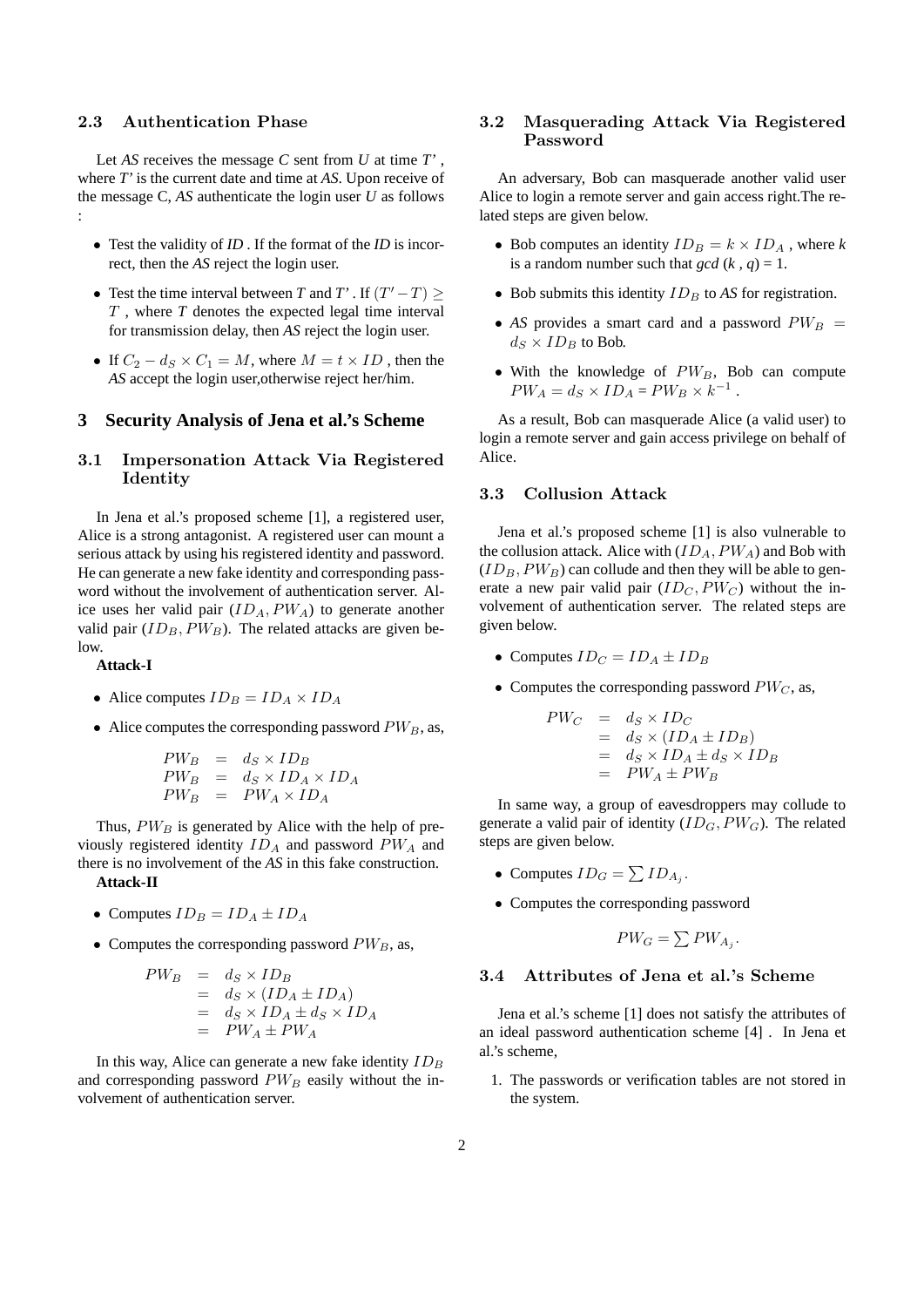### 2.3 Authentication Phase

Let *AS* receives the message *C* sent from *U* at time *T'* , where *T'* is the current date and time at *AS*. Upon receive of the message C, *AS* authenticate the login user *U* as follows :

- Test the validity of *ID* . If the format of the *ID* is incorrect, then the *AS* reject the login user.
- Test the time interval between *T* and *T'* . If $(T' - T) \geq T$ , where *T* denotes the expected legal time interval for transmission delay, then *AS* reject the login user.
- If $C_2 - d_S \times C_1 = M$, where $M = t \times ID$ , then the *AS* accept the login user,otherwise reject her/him.

## 3 Security Analysis of Jena et al.'s Scheme

### 3.1 Impersonation Attack Via Registered Identity

In Jena et al.'s proposed scheme [1], a registered user, Alice is a strong antagonist. A registered user can mount a serious attack by using his registered identity and password. He can generate a new fake identity and corresponding password without the involvement of authentication server. Alice uses her valid pair $(ID_A, PW_A)$ to generate another valid pair $(ID_B, PW_B)$. The related attacks are given below.

**Attack-I**

- Alice computes $ID_B = ID_A \times ID_A$
- Alice computes the corresponding password $PW_B$, as,

$$\begin{aligned} PW_B &= d_S \times ID_B \\ PW_B &= d_S \times ID_A \times ID_A \\ PW_B &= PW_A \times ID_A \end{aligned}$$

Thus, $PW_B$ is generated by Alice with the help of previously registered identity $ID_A$ and password $PW_A$ and there is no involvement of the *AS* in this fake construction.

**Attack-II**

- Computes $ID_B = ID_A \pm ID_A$
- Computes the corresponding password $PW_B$, as,

$$\begin{aligned} PW_B &= d_S \times ID_B \\ &= d_S \times (ID_A \pm ID_A) \\ &= d_S \times ID_A \pm d_S \times ID_A \\ &= PW_A \pm PW_A \end{aligned}$$

In this way, Alice can generate a new fake identity $ID_B$ and corresponding password $PW_B$ easily without the involvement of authentication server.

### 3.2 Masquerading Attack Via Registered Password

An adversary, Bob can masquerade another valid user Alice to login a remote server and gain access right.The related steps are given below.

- Bob computes an identity $ID_B = k \times ID_A$ , where *k* is a random number such that *gcd* (*k* , *q*) = 1.
- Bob submits this identity $ID_B$ to *AS* for registration.
- *AS* provides a smart card and a password $PW_B = d_S \times ID_B$ to Bob.
- With the knowledge of $PW_B$, Bob can compute $PW_A = d_S \times ID_A = PW_B \times k^{-1}$ .

As a result, Bob can masquerade Alice (a valid user) to login a remote server and gain access privilege on behalf of Alice.

### 3.3 Collusion Attack

Jena et al.'s proposed scheme [1] is also vulnerable to the collusion attack. Alice with $(ID_A, PW_A)$ and Bob with $(ID_B, PW_B)$ can collude and then they will be able to generate a new pair valid pair $(ID_C, PW_C)$ without the involvement of authentication server. The related steps are given below.

- Computes $ID_C = ID_A \pm ID_B$
- Computes the corresponding password $PW_C$, as,

$$\begin{aligned} PW_C &= d_S \times ID_C \\ &= d_S \times (ID_A \pm ID_B) \\ &= d_S \times ID_A \pm d_S \times ID_B \\ &= PW_A \pm PW_B \end{aligned}$$

In same way, a group of eavesdroppers may collude to generate a valid pair of identity $(ID_G, PW_G)$. The related steps are given below.

- Computes $ID_G = \sum ID_{A_j}$.
- Computes the corresponding password

$$PW_G = \sum PW_{A_j}.$$

### 3.4 Attributes of Jena et al.'s Scheme

Jena et al.'s scheme [1] does not satisfy the attributes of an ideal password authentication scheme [4] . In Jena et al.'s scheme,

1. The passwords or verification tables are not stored in the system.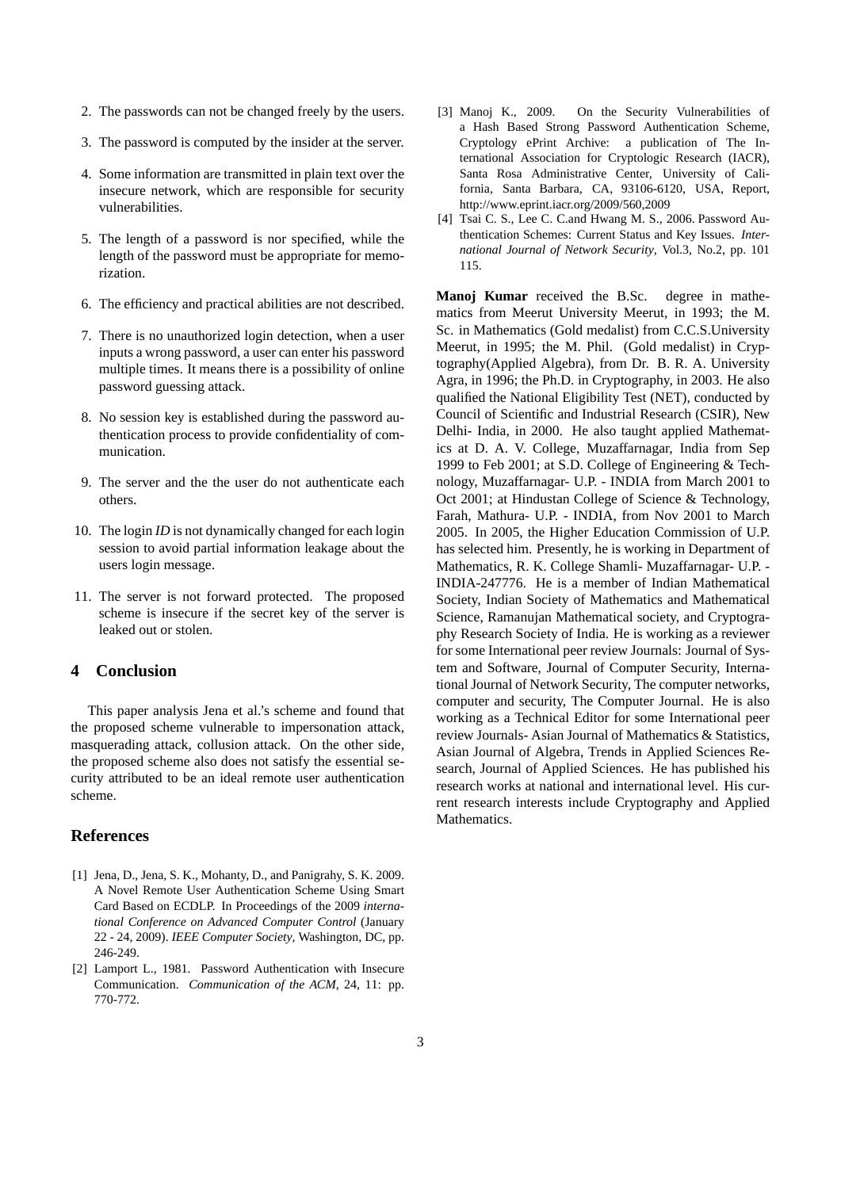2. The passwords can not be changed freely by the users.

3. The password is computed by the insider at the server.

4. Some information are transmitted in plain text over the insecure network, which are responsible for security vulnerabilities.

5. The length of a password is nor specified, while the length of the password must be appropriate for memorization.

6. The efficiency and practical abilities are not described.

7. There is no unauthorized login detection, when a user inputs a wrong password, a user can enter his password multiple times. It means there is a possibility of online password guessing attack.

8. No session key is established during the password authentication process to provide confidentiality of communication.

9. The server and the the user do not authenticate each others.

10. The login *ID* is not dynamically changed for each login session to avoid partial information leakage about the users login message.

11. The server is not forward protected. The proposed scheme is insecure if the secret key of the server is leaked out or stolen.

## 4 Conclusion

This paper analysis Jena et al.'s scheme and found that the proposed scheme vulnerable to impersonation attack, masquerading attack, collusion attack. On the other side, the proposed scheme also does not satisfy the essential security attributed to be an ideal remote user authentication scheme.

## References

[1] Jena, D., Jena, S. K., Mohanty, D., and Panigrahy, S. K. 2009. A Novel Remote User Authentication Scheme Using Smart Card Based on ECDLP. In Proceedings of the 2009 *international Conference on Advanced Computer Control* (January 22 - 24, 2009). *IEEE Computer Society*, Washington, DC, pp. 246-249.

[2] Lamport L., 1981. Password Authentication with Insecure Communication. *Communication of the ACM*, 24, 11: pp. 770-772.

[3] Manoj K., 2009. On the Security Vulnerabilities of a Hash Based Strong Password Authentication Scheme, Cryptology ePrint Archive: a publication of The International Association for Cryptologic Research (IACR), Santa Rosa Administrative Center, University of California, Santa Barbara, CA, 93106-6120, USA, Report, http://www.eprint.iacr.org/2009/560,2009

[4] Tsai C. S., Lee C. C.and Hwang M. S., 2006. Password Authentication Schemes: Current Status and Key Issues. *International Journal of Network Security*, Vol.3, No.2, pp. 101 115.

**Manoj Kumar** received the B.Sc. degree in mathematics from Meerut University Meerut, in 1993; the M. Sc. in Mathematics (Gold medalist) from C.C.S.University Meerut, in 1995; the M. Phil. (Gold medalist) in Cryptography(Applied Algebra), from Dr. B. R. A. University Agra, in 1996; the Ph.D. in Cryptography, in 2003. He also qualified the National Eligibility Test (NET), conducted by Council of Scientific and Industrial Research (CSIR), New Delhi- India, in 2000. He also taught applied Mathematics at D. A. V. College, Muzaffarnagar, India from Sep 1999 to Feb 2001; at S.D. College of Engineering & Technology, Muzaffarnagar- U.P. - INDIA from March 2001 to Oct 2001; at Hindustan College of Science & Technology, Farah, Mathura- U.P. - INDIA, from Nov 2001 to March 2005. In 2005, the Higher Education Commission of U.P. has selected him. Presently, he is working in Department of Mathematics, R. K. College Shamli- Muzaffarnagar- U.P. - INDIA-247776. He is a member of Indian Mathematical Society, Indian Society of Mathematics and Mathematical Science, Ramanujan Mathematical society, and Cryptography Research Society of India. He is working as a reviewer for some International peer review Journals: Journal of System and Software, Journal of Computer Security, International Journal of Network Security, The computer networks, computer and security, The Computer Journal. He is also working as a Technical Editor for some International peer review Journals- Asian Journal of Mathematics & Statistics, Asian Journal of Algebra, Trends in Applied Sciences Research, Journal of Applied Sciences. He has published his research works at national and international level. His current research interests include Cryptography and Applied Mathematics.